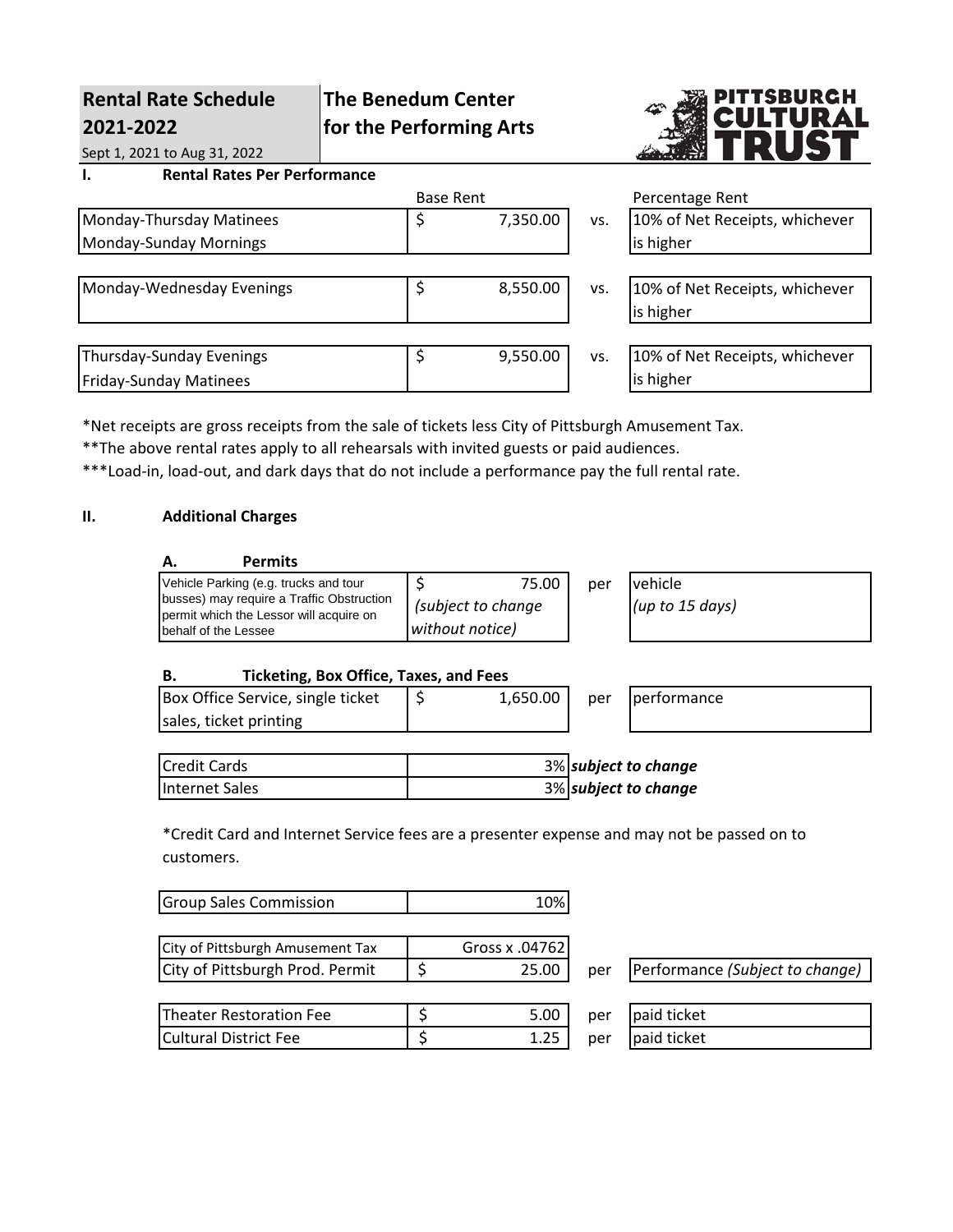# Rental Rate Schedule 2021-2022

Sept 1, 2021 to Aug 31, 2022

**The Benedum Center for the Performing Arts**

**PITTSBURGH CULTURAL TRUST**

## I. Rental Rates Per Performance

| | Base Rent | | Percentage Rent |
|---|---|---|---|
| Monday-Thursday Matinees<br>Monday-Sunday Mornings | $ 7,350.00 | vs. | 10% of Net Receipts, whichever is higher |
| Monday-Wednesday Evenings | $ 8,550.00 | vs. | 10% of Net Receipts, whichever is higher |
| Thursday-Sunday Evenings<br>Friday-Sunday Matinees | $ 9,550.00 | vs. | 10% of Net Receipts, whichever is higher |

*Net receipts are gross receipts from the sale of tickets less City of Pittsburgh Amusement Tax.

**The above rental rates apply to all rehearsals with invited guests or paid audiences.

***Load-in, load-out, and dark days that do not include a performance pay the full rental rate.

## II. Additional Charges

### A. Permits

| | | | |
|---|---|---|---|
| Vehicle Parking (e.g. trucks and tour busses) may require a Traffic Obstruction permit which the Lessor will acquire on behalf of the Lessee | $ 75.00 *(subject to change without notice)* | per | vehicle *(up to 15 days)* |

### B. Ticketing, Box Office, Taxes, and Fees

| | | | |
|---|---|---|---|
| Box Office Service, single ticket sales, ticket printing | $ 1,650.00 | per | performance |

| | | |
|---|---|---|
| Credit Cards | 3% | ***subject to change*** |
| Internet Sales | 3% | ***subject to change*** |

*Credit Card and Internet Service fees are a presenter expense and may not be passed on to customers.

| | |
|---|---|
| Group Sales Commission | 10% |

| | | | |
|---|---|---|---|
| City of Pittsburgh Amusement Tax | Gross x .04762 | | |
| City of Pittsburgh Prod. Permit | $ 25.00 | per | Performance *(Subject to change)* |

| | | | |
|---|---|---|---|
| Theater Restoration Fee | $ 5.00 | per | paid ticket |
| Cultural District Fee | $ 1.25 | per | paid ticket |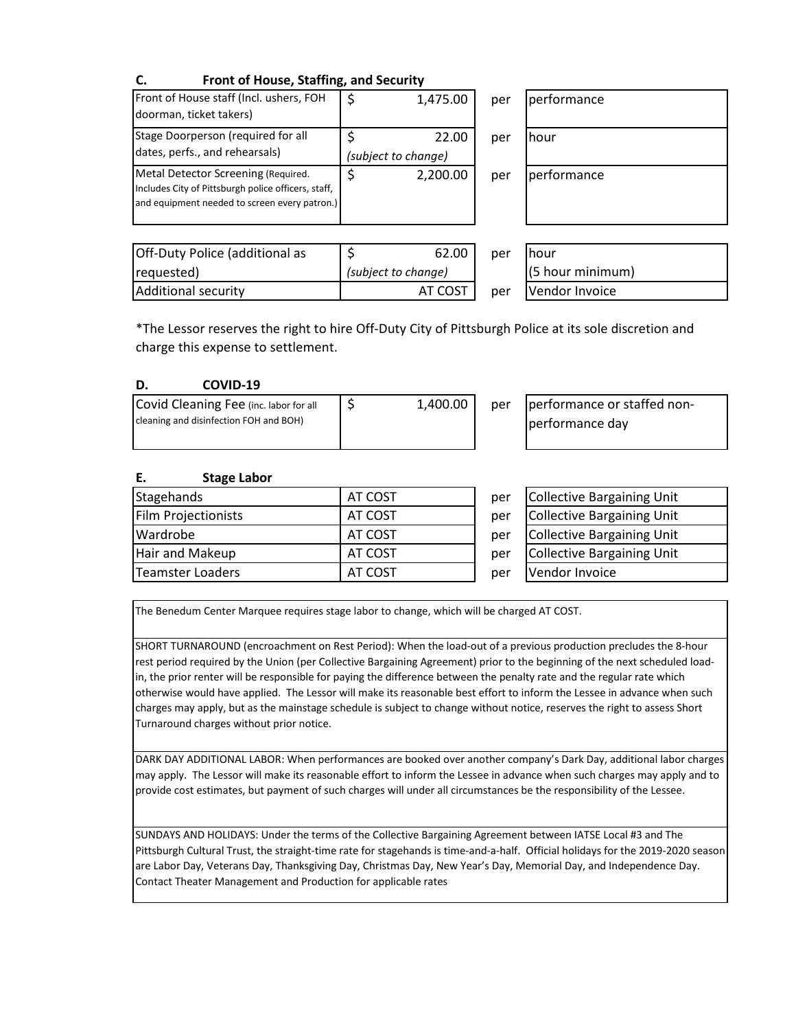### C. Front of House, Staffing, and Security

| Item | Rate | | Unit |
|---|---|---|---|
| Front of House staff (Incl. ushers, FOH doorman, ticket takers) | $ 1,475.00 | per | performance |
| Stage Doorperson (required for all dates, perfs., and rehearsals) | $ 22.00 *(subject to change)* | per | hour |
| Metal Detector Screening (Required. Includes City of Pittsburgh police officers, staff, and equipment needed to screen every patron.) | $ 2,200.00 | per | performance |

| Item | Rate | | Unit |
|---|---|---|---|
| Off-Duty Police (additional as requested) | $ 62.00 *(subject to change)* | per | hour (5 hour minimum) |
| Additional security | AT COST | per | Vendor Invoice |

*The Lessor reserves the right to hire Off-Duty City of Pittsburgh Police at its sole discretion and charge this expense to settlement.

### D. COVID-19

| Item | Rate | | Unit |
|---|---|---|---|
| Covid Cleaning Fee (inc. labor for all cleaning and disinfection FOH and BOH) | $ 1,400.00 | per | performance or staffed non-performance day |

### E. Stage Labor

| Item | Rate | | Unit |
|---|---|---|---|
| Stagehands | AT COST | per | Collective Bargaining Unit |
| Film Projectionists | AT COST | per | Collective Bargaining Unit |
| Wardrobe | AT COST | per | Collective Bargaining Unit |
| Hair and Makeup | AT COST | per | Collective Bargaining Unit |
| Teamster Loaders | AT COST | per | Vendor Invoice |

The Benedum Center Marquee requires stage labor to change, which will be charged AT COST.

SHORT TURNAROUND (encroachment on Rest Period): When the load-out of a previous production precludes the 8-hour rest period required by the Union (per Collective Bargaining Agreement) prior to the beginning of the next scheduled load-in, the prior renter will be responsible for paying the difference between the penalty rate and the regular rate which otherwise would have applied. The Lessor will make its reasonable best effort to inform the Lessee in advance when such charges may apply, but as the mainstage schedule is subject to change without notice, reserves the right to assess Short Turnaround charges without prior notice.

DARK DAY ADDITIONAL LABOR: When performances are booked over another company's Dark Day, additional labor charges may apply. The Lessor will make its reasonable effort to inform the Lessee in advance when such charges may apply and to provide cost estimates, but payment of such charges will under all circumstances be the responsibility of the Lessee.

SUNDAYS AND HOLIDAYS: Under the terms of the Collective Bargaining Agreement between IATSE Local #3 and The Pittsburgh Cultural Trust, the straight-time rate for stagehands is time-and-a-half. Official holidays for the 2019-2020 season are Labor Day, Veterans Day, Thanksgiving Day, Christmas Day, New Year's Day, Memorial Day, and Independence Day. Contact Theater Management and Production for applicable rates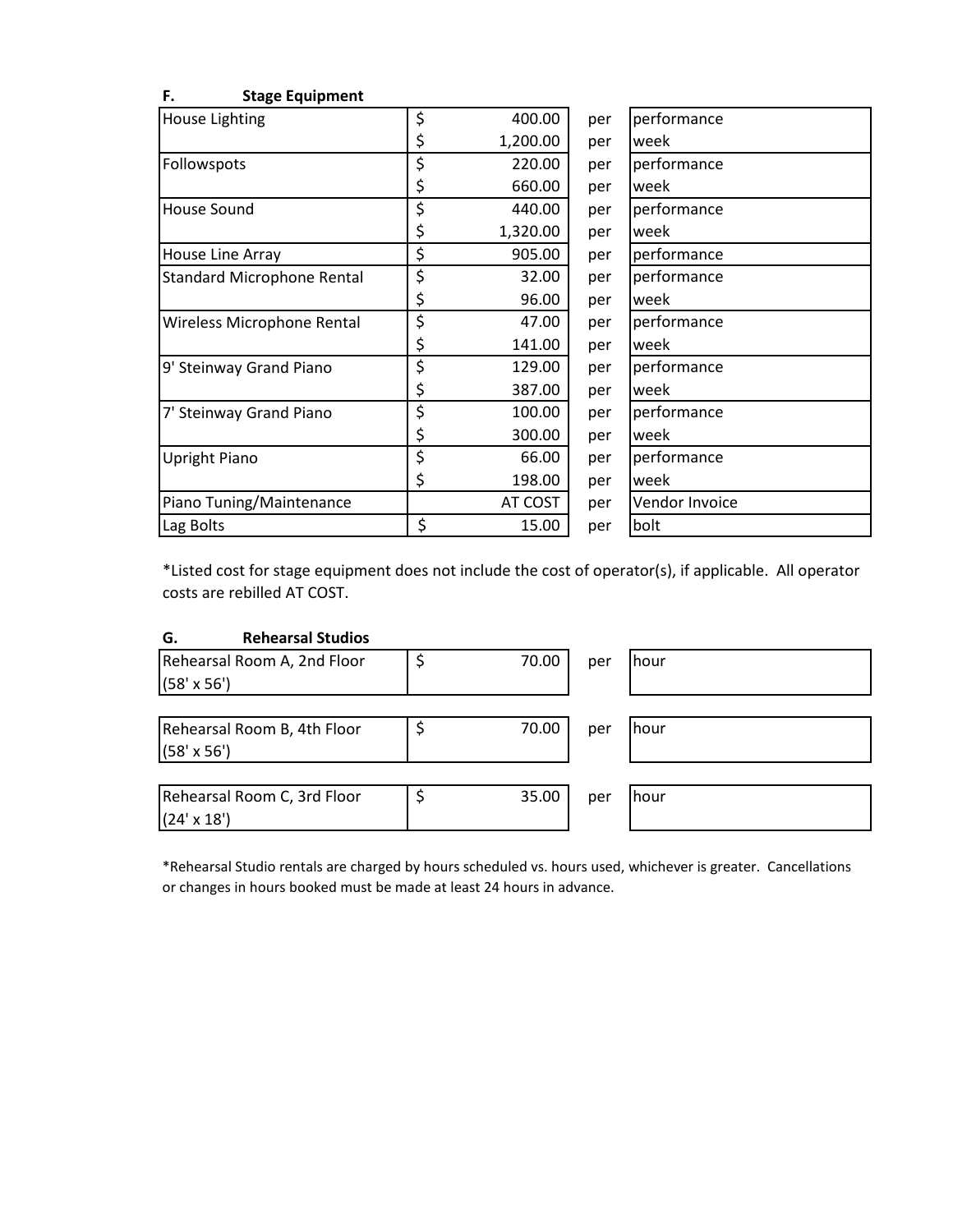## F. Stage Equipment

| Item | Price | | Unit |
|---|---|---|---|
| House Lighting | $ 400.00 | per | performance |
| | $ 1,200.00 | per | week |
| Followspots | $ 220.00 | per | performance |
| | $ 660.00 | per | week |
| House Sound | $ 440.00 | per | performance |
| | $ 1,320.00 | per | week |
| House Line Array | $ 905.00 | per | performance |
| Standard Microphone Rental | $ 32.00 | per | performance |
| | $ 96.00 | per | week |
| Wireless Microphone Rental | $ 47.00 | per | performance |
| | $ 141.00 | per | week |
| 9' Steinway Grand Piano | $ 129.00 | per | performance |
| | $ 387.00 | per | week |
| 7' Steinway Grand Piano | $ 100.00 | per | performance |
| | $ 300.00 | per | week |
| Upright Piano | $ 66.00 | per | performance |
| | $ 198.00 | per | week |
| Piano Tuning/Maintenance | AT COST | per | Vendor Invoice |
| Lag Bolts | $ 15.00 | per | bolt |

*Listed cost for stage equipment does not include the cost of operator(s), if applicable. All operator costs are rebilled AT COST.

## G. Rehearsal Studios

| Room | Price | | Unit |
|---|---|---|---|
| Rehearsal Room A, 2nd Floor (58' x 56') | $ 70.00 | per | hour |
| Rehearsal Room B, 4th Floor (58' x 56') | $ 70.00 | per | hour |
| Rehearsal Room C, 3rd Floor (24' x 18') | $ 35.00 | per | hour |

*Rehearsal Studio rentals are charged by hours scheduled vs. hours used, whichever is greater. Cancellations or changes in hours booked must be made at least 24 hours in advance.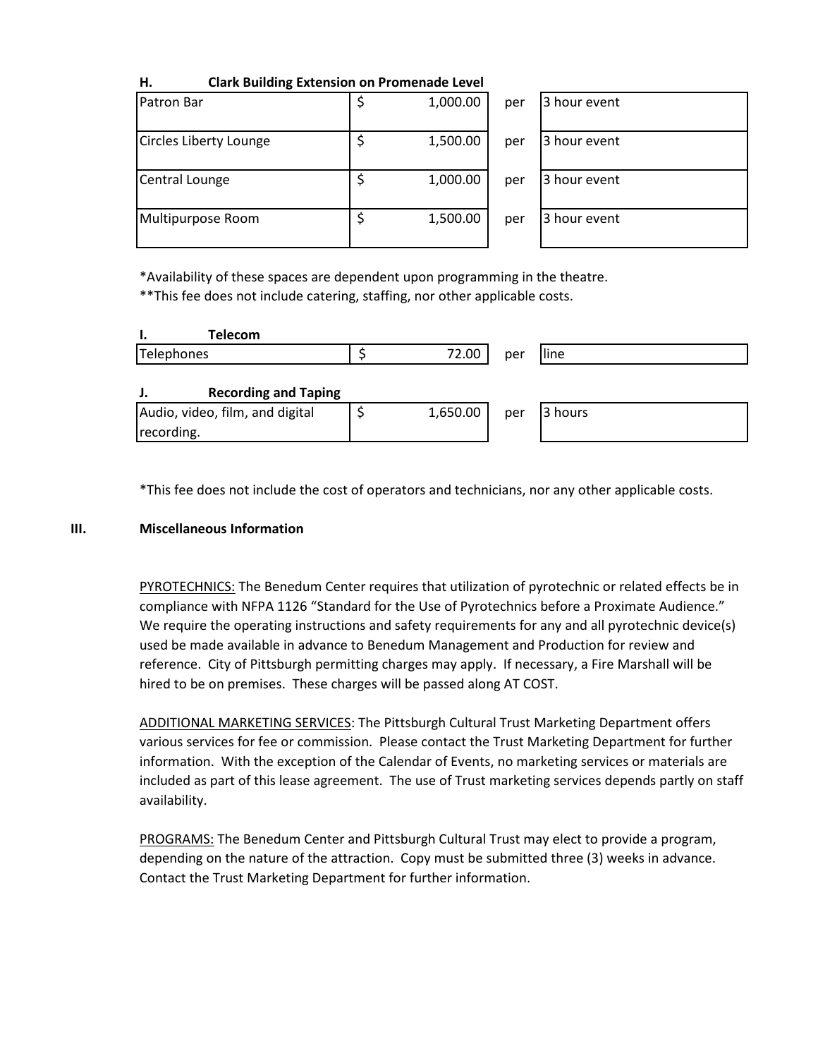**H. Clark Building Extension on Promenade Level**

| | | | |
|---|---|---|---|
| Patron Bar | $ 1,000.00 | per | 3 hour event |
| Circles Liberty Lounge | $ 1,500.00 | per | 3 hour event |
| Central Lounge | $ 1,000.00 | per | 3 hour event |
| Multipurpose Room | $ 1,500.00 | per | 3 hour event |

*Availability of these spaces are dependent upon programming in the theatre.
**This fee does not include catering, staffing, nor other applicable costs.

**I. Telecom**

| | | | |
|---|---|---|---|
| Telephones | $ 72.00 | per | line |

**J. Recording and Taping**

| | | | |
|---|---|---|---|
| Audio, video, film, and digital recording. | $ 1,650.00 | per | 3 hours |

*This fee does not include the cost of operators and technicians, nor any other applicable costs.

## III. Miscellaneous Information

PYROTECHNICS: The Benedum Center requires that utilization of pyrotechnic or related effects be in compliance with NFPA 1126 "Standard for the Use of Pyrotechnics before a Proximate Audience." We require the operating instructions and safety requirements for any and all pyrotechnic device(s) used be made available in advance to Benedum Management and Production for review and reference. City of Pittsburgh permitting charges may apply. If necessary, a Fire Marshall will be hired to be on premises. These charges will be passed along AT COST.

ADDITIONAL MARKETING SERVICES: The Pittsburgh Cultural Trust Marketing Department offers various services for fee or commission. Please contact the Trust Marketing Department for further information. With the exception of the Calendar of Events, no marketing services or materials are included as part of this lease agreement. The use of Trust marketing services depends partly on staff availability.

PROGRAMS: The Benedum Center and Pittsburgh Cultural Trust may elect to provide a program, depending on the nature of the attraction. Copy must be submitted three (3) weeks in advance. Contact the Trust Marketing Department for further information.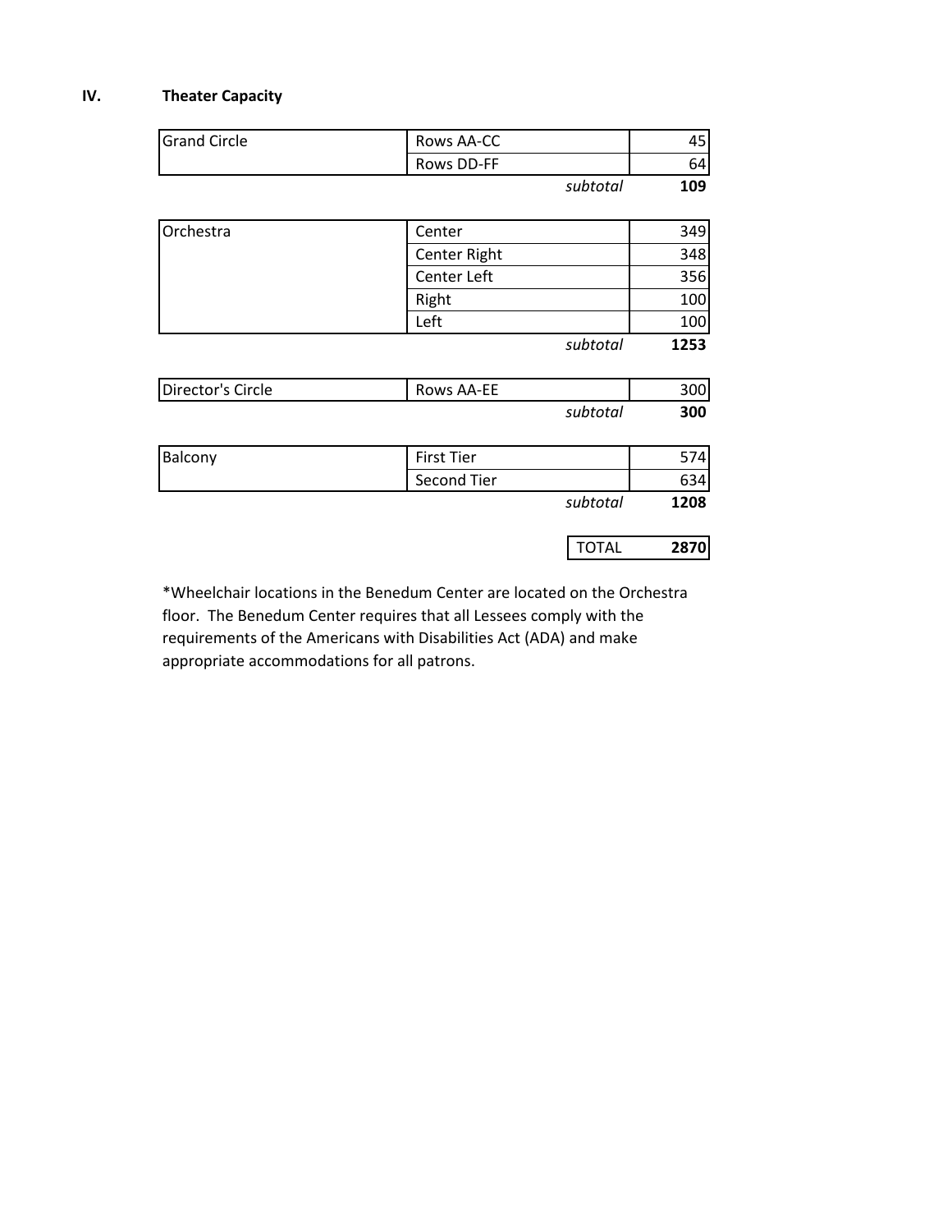## IV. Theater Capacity

| | | |
|---|---|---|
| Grand Circle | Rows AA-CC | 45 |
| | Rows DD-FF | 64 |
| | *subtotal* | **109** |
| Orchestra | Center | 349 |
| | Center Right | 348 |
| | Center Left | 356 |
| | Right | 100 |
| | Left | 100 |
| | *subtotal* | **1253** |
| Director's Circle | Rows AA-EE | 300 |
| | *subtotal* | **300** |
| Balcony | First Tier | 574 |
| | Second Tier | 634 |
| | *subtotal* | **1208** |
| | TOTAL | **2870** |

*Wheelchair locations in the Benedum Center are located on the Orchestra floor. The Benedum Center requires that all Lessees comply with the requirements of the Americans with Disabilities Act (ADA) and make appropriate accommodations for all patrons.